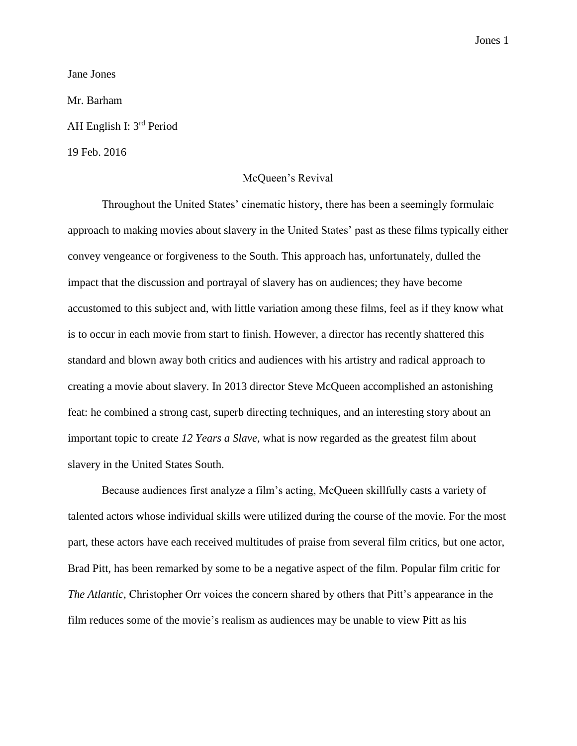Jane Jones

Mr. Barham

AH English I: 3rd Period

19 Feb. 2016

McQueen's Revival

Throughout the United States' cinematic history, there has been a seemingly formulaic approach to making movies about slavery in the United States' past as these films typically either convey vengeance or forgiveness to the South. This approach has, unfortunately, dulled the impact that the discussion and portrayal of slavery has on audiences; they have become accustomed to this subject and, with little variation among these films, feel as if they know what is to occur in each movie from start to finish. However, a director has recently shattered this standard and blown away both critics and audiences with his artistry and radical approach to creating a movie about slavery. In 2013 director Steve McQueen accomplished an astonishing feat: he combined a strong cast, superb directing techniques, and an interesting story about an important topic to create *12 Years a Slave,* what is now regarded as the greatest film about slavery in the United States South.

Because audiences first analyze a film's acting, McQueen skillfully casts a variety of talented actors whose individual skills were utilized during the course of the movie. For the most part, these actors have each received multitudes of praise from several film critics, but one actor, Brad Pitt, has been remarked by some to be a negative aspect of the film. Popular film critic for *The Atlantic,* Christopher Orr voices the concern shared by others that Pitt's appearance in the film reduces some of the movie's realism as audiences may be unable to view Pitt as his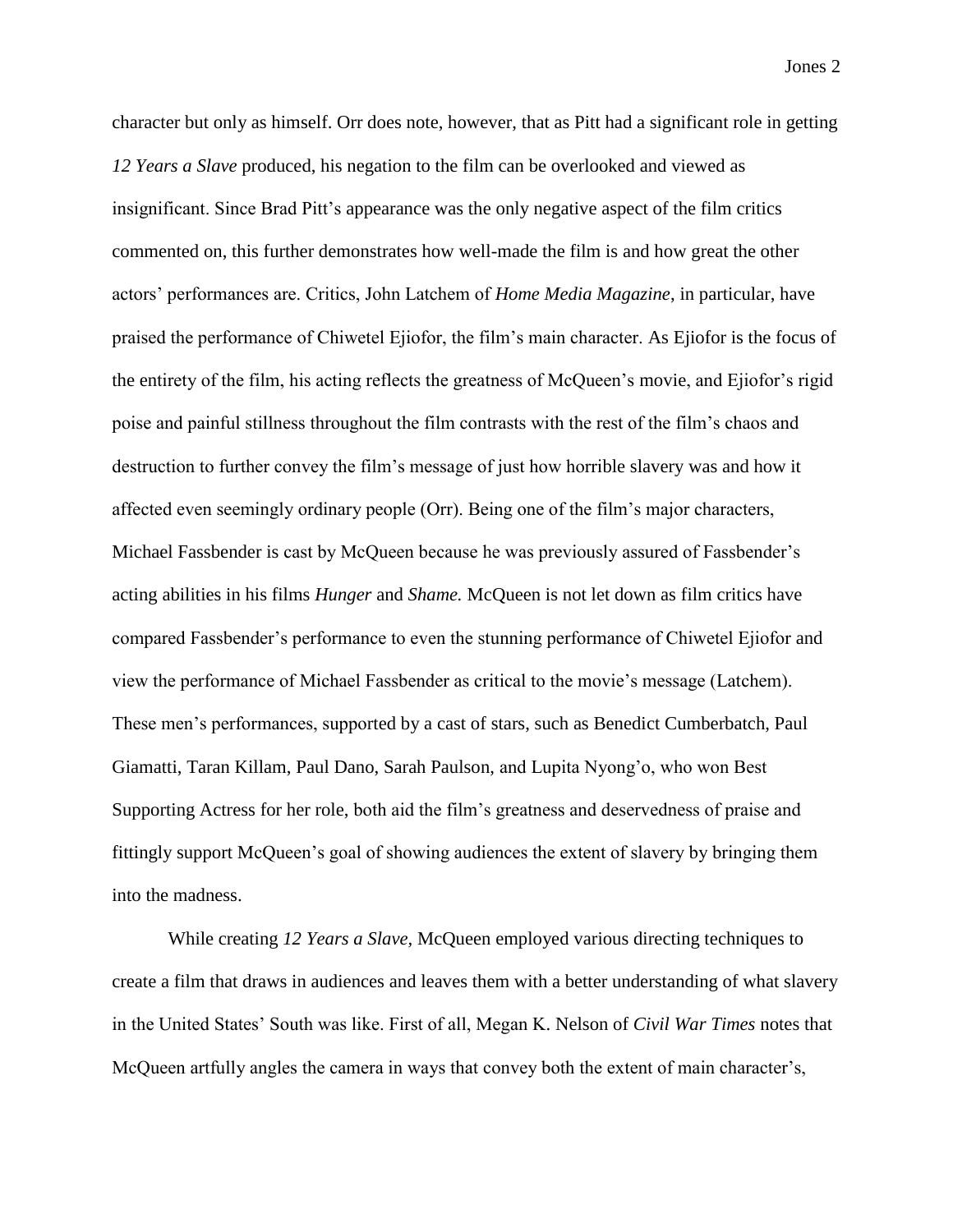character but only as himself. Orr does note, however, that as Pitt had a significant role in getting *12 Years a Slave* produced, his negation to the film can be overlooked and viewed as insignificant. Since Brad Pitt's appearance was the only negative aspect of the film critics commented on, this further demonstrates how well-made the film is and how great the other actors' performances are. Critics, John Latchem of *Home Media Magazine*, in particular, have praised the performance of Chiwetel Ejiofor, the film's main character. As Ejiofor is the focus of the entirety of the film, his acting reflects the greatness of McQueen's movie, and Ejiofor's rigid poise and painful stillness throughout the film contrasts with the rest of the film's chaos and destruction to further convey the film's message of just how horrible slavery was and how it affected even seemingly ordinary people (Orr). Being one of the film's major characters, Michael Fassbender is cast by McQueen because he was previously assured of Fassbender's acting abilities in his films *Hunger* and *Shame.* McQueen is not let down as film critics have compared Fassbender's performance to even the stunning performance of Chiwetel Ejiofor and view the performance of Michael Fassbender as critical to the movie's message (Latchem). These men's performances, supported by a cast of stars, such as Benedict Cumberbatch, Paul Giamatti, Taran Killam, Paul Dano, Sarah Paulson, and Lupita Nyong'o, who won Best Supporting Actress for her role, both aid the film's greatness and deservedness of praise and fittingly support McQueen's goal of showing audiences the extent of slavery by bringing them into the madness.

While creating *12 Years a Slave,* McQueen employed various directing techniques to create a film that draws in audiences and leaves them with a better understanding of what slavery in the United States' South was like. First of all, Megan K. Nelson of *Civil War Times* notes that McQueen artfully angles the camera in ways that convey both the extent of main character's,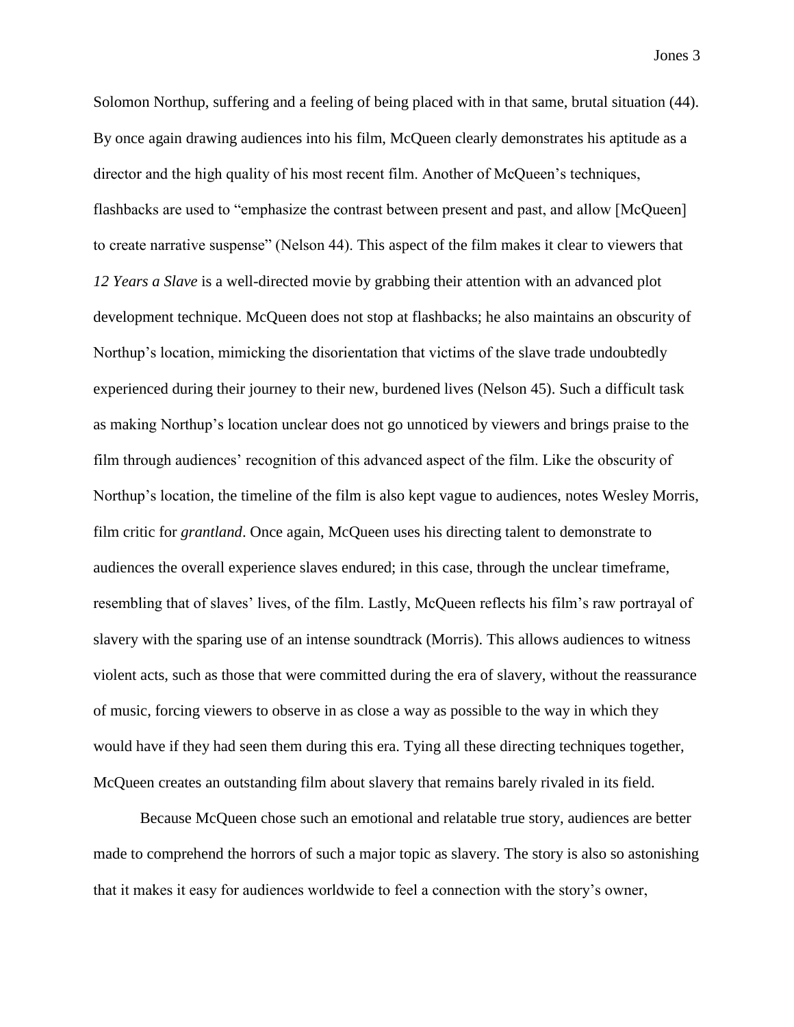Solomon Northup, suffering and a feeling of being placed with in that same, brutal situation (44). By once again drawing audiences into his film, McQueen clearly demonstrates his aptitude as a director and the high quality of his most recent film. Another of McQueen's techniques, flashbacks are used to "emphasize the contrast between present and past, and allow [McQueen] to create narrative suspense" (Nelson 44). This aspect of the film makes it clear to viewers that *12 Years a Slave* is a well-directed movie by grabbing their attention with an advanced plot development technique. McQueen does not stop at flashbacks; he also maintains an obscurity of Northup's location, mimicking the disorientation that victims of the slave trade undoubtedly experienced during their journey to their new, burdened lives (Nelson 45). Such a difficult task as making Northup's location unclear does not go unnoticed by viewers and brings praise to the film through audiences' recognition of this advanced aspect of the film. Like the obscurity of Northup's location, the timeline of the film is also kept vague to audiences, notes Wesley Morris, film critic for *grantland*. Once again, McQueen uses his directing talent to demonstrate to audiences the overall experience slaves endured; in this case, through the unclear timeframe, resembling that of slaves' lives, of the film. Lastly, McQueen reflects his film's raw portrayal of slavery with the sparing use of an intense soundtrack (Morris). This allows audiences to witness violent acts, such as those that were committed during the era of slavery, without the reassurance of music, forcing viewers to observe in as close a way as possible to the way in which they would have if they had seen them during this era. Tying all these directing techniques together, McQueen creates an outstanding film about slavery that remains barely rivaled in its field.

Because McQueen chose such an emotional and relatable true story, audiences are better made to comprehend the horrors of such a major topic as slavery. The story is also so astonishing that it makes it easy for audiences worldwide to feel a connection with the story's owner,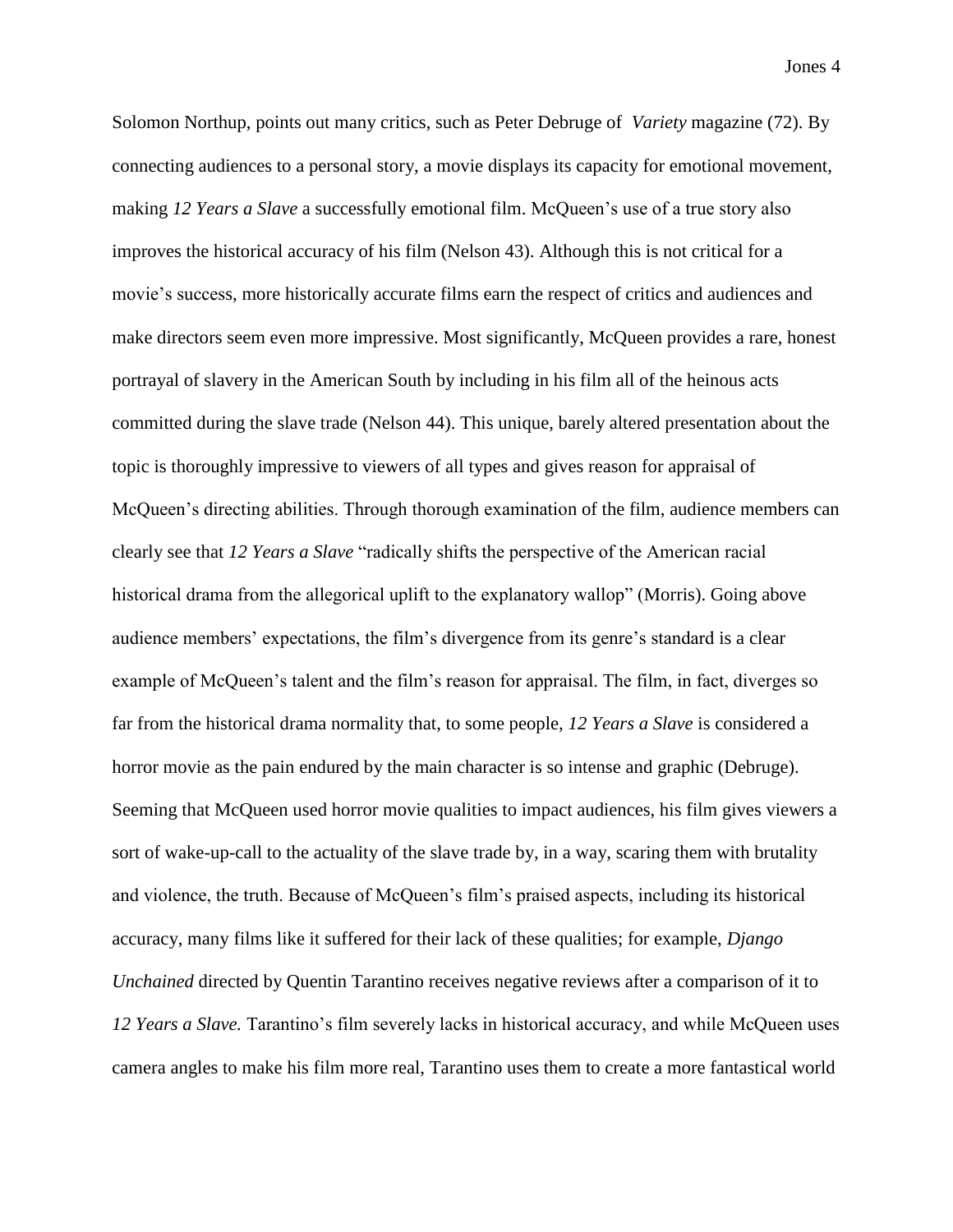Solomon Northup, points out many critics, such as Peter Debruge of *Variety* magazine (72). By connecting audiences to a personal story, a movie displays its capacity for emotional movement, making *12 Years a Slave* a successfully emotional film. McQueen's use of a true story also improves the historical accuracy of his film (Nelson 43). Although this is not critical for a movie's success, more historically accurate films earn the respect of critics and audiences and make directors seem even more impressive. Most significantly, McQueen provides a rare, honest portrayal of slavery in the American South by including in his film all of the heinous acts committed during the slave trade (Nelson 44). This unique, barely altered presentation about the topic is thoroughly impressive to viewers of all types and gives reason for appraisal of McQueen's directing abilities. Through thorough examination of the film, audience members can clearly see that *12 Years a Slave* "radically shifts the perspective of the American racial historical drama from the allegorical uplift to the explanatory wallop" (Morris). Going above audience members' expectations, the film's divergence from its genre's standard is a clear example of McQueen's talent and the film's reason for appraisal. The film, in fact, diverges so far from the historical drama normality that, to some people, *12 Years a Slave* is considered a horror movie as the pain endured by the main character is so intense and graphic (Debruge). Seeming that McQueen used horror movie qualities to impact audiences, his film gives viewers a sort of wake-up-call to the actuality of the slave trade by, in a way, scaring them with brutality and violence, the truth. Because of McQueen's film's praised aspects, including its historical accuracy, many films like it suffered for their lack of these qualities; for example, *Django Unchained* directed by Quentin Tarantino receives negative reviews after a comparison of it to *12 Years a Slave.* Tarantino's film severely lacks in historical accuracy, and while McQueen uses camera angles to make his film more real, Tarantino uses them to create a more fantastical world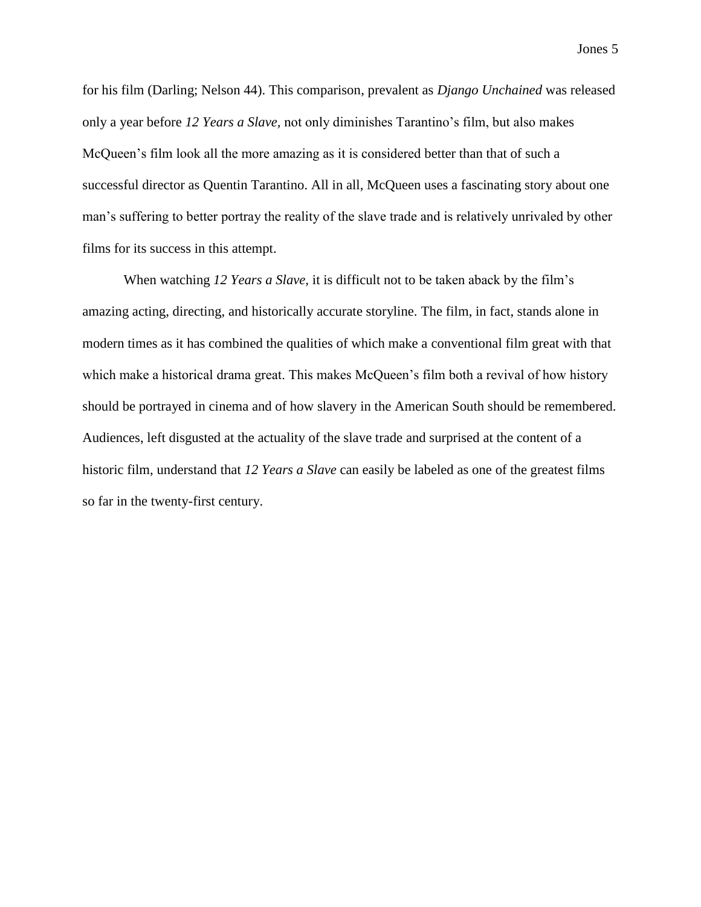for his film (Darling; Nelson 44). This comparison, prevalent as *Django Unchained* was released only a year before *12 Years a Slave,* not only diminishes Tarantino's film, but also makes McQueen's film look all the more amazing as it is considered better than that of such a successful director as Quentin Tarantino. All in all, McQueen uses a fascinating story about one man's suffering to better portray the reality of the slave trade and is relatively unrivaled by other films for its success in this attempt.

When watching *12 Years a Slave,* it is difficult not to be taken aback by the film's amazing acting, directing, and historically accurate storyline. The film, in fact, stands alone in modern times as it has combined the qualities of which make a conventional film great with that which make a historical drama great. This makes McQueen's film both a revival of how history should be portrayed in cinema and of how slavery in the American South should be remembered. Audiences, left disgusted at the actuality of the slave trade and surprised at the content of a historic film, understand that *12 Years a Slave* can easily be labeled as one of the greatest films so far in the twenty-first century.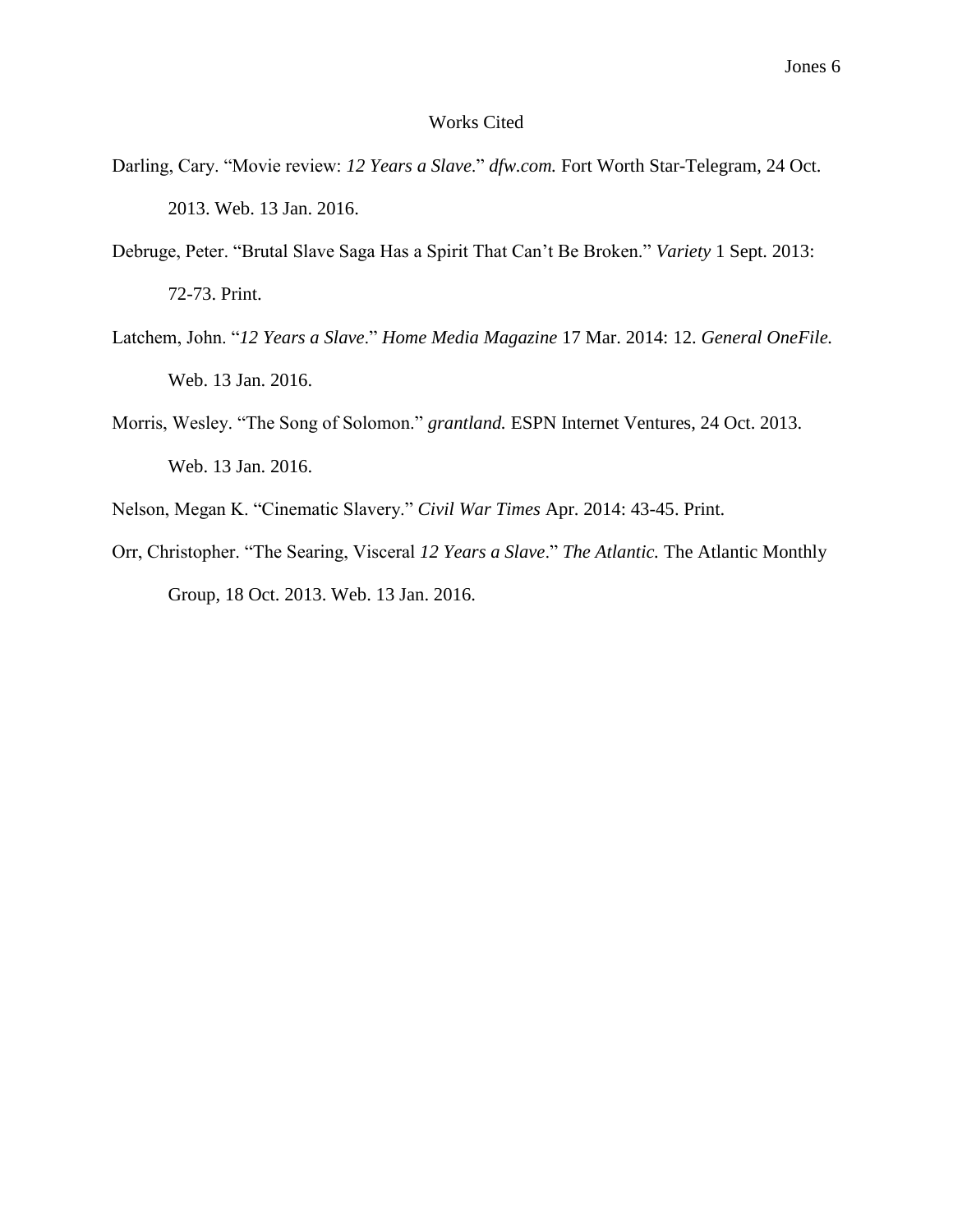# Works Cited

Darling, Cary. “Movie review: *12 Years a Slave*.” *dfw.com.* Fort Worth Star-Telegram, 24 Oct. 2013. Web. 13 Jan. 2016.

Debruge, Peter. “Brutal Slave Saga Has a Spirit That Can’t Be Broken.” *Variety* 1 Sept. 2013: 72-73. Print.

Latchem, John. “*12 Years a Slave*.” *Home Media Magazine* 17 Mar. 2014: 12. *General OneFile.* Web. 13 Jan. 2016.

Morris, Wesley. “The Song of Solomon.” *grantland.* ESPN Internet Ventures, 24 Oct. 2013. Web. 13 Jan. 2016.

Nelson, Megan K. “Cinematic Slavery.” *Civil War Times* Apr. 2014: 43-45. Print.

Orr, Christopher. “The Searing, Visceral *12 Years a Slave*.” *The Atlantic.* The Atlantic Monthly Group, 18 Oct. 2013. Web. 13 Jan. 2016.